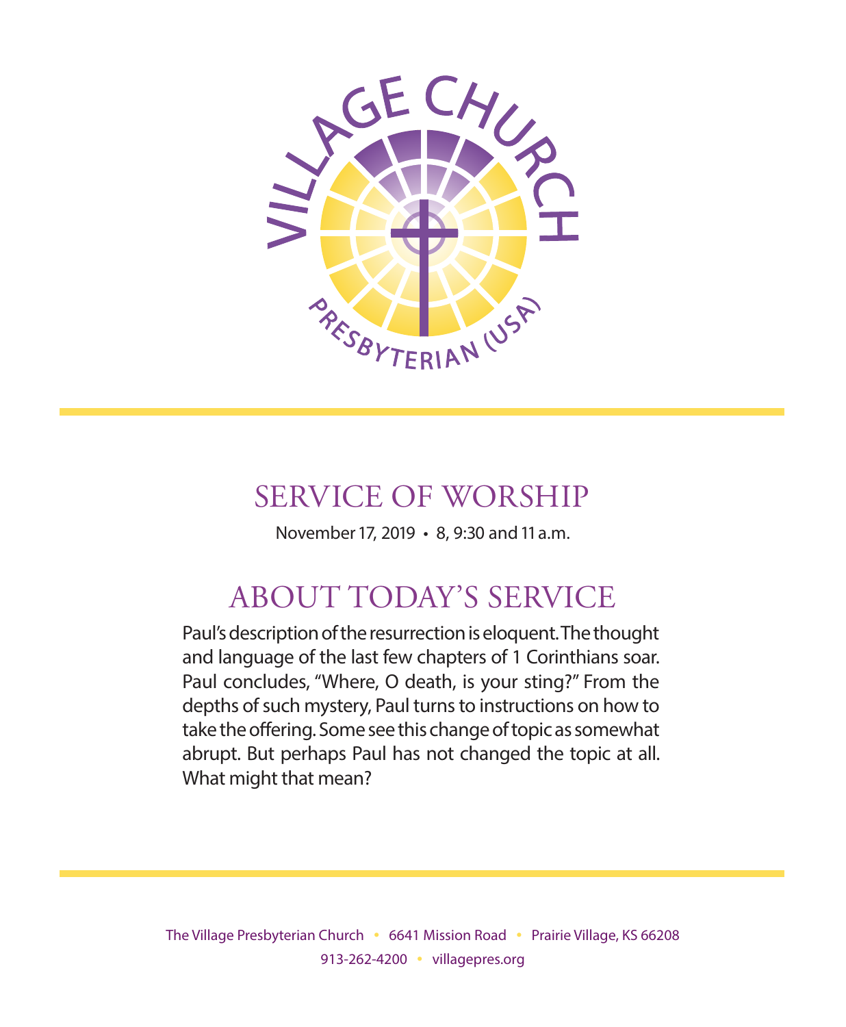VILLAGE CHURCH

PRESBYTERIAN (USA)

# SERVICE OF WORSHIP

November 17, 2019 • 8, 9:30 and 11 a.m.

## ABOUT TODAY'S SERVICE

Paul's description of the resurrection is eloquent. The thought and language of the last few chapters of 1 Corinthians soar. Paul concludes, "Where, O death, is your sting?" From the depths of such mystery, Paul turns to instructions on how to take the offering. Some see this change of topic as somewhat abrupt. But perhaps Paul has not changed the topic at all. What might that mean?

The Village Presbyterian Church • 6641 Mission Road • Prairie Village, KS 66208
913-262-4200 • villagepres.org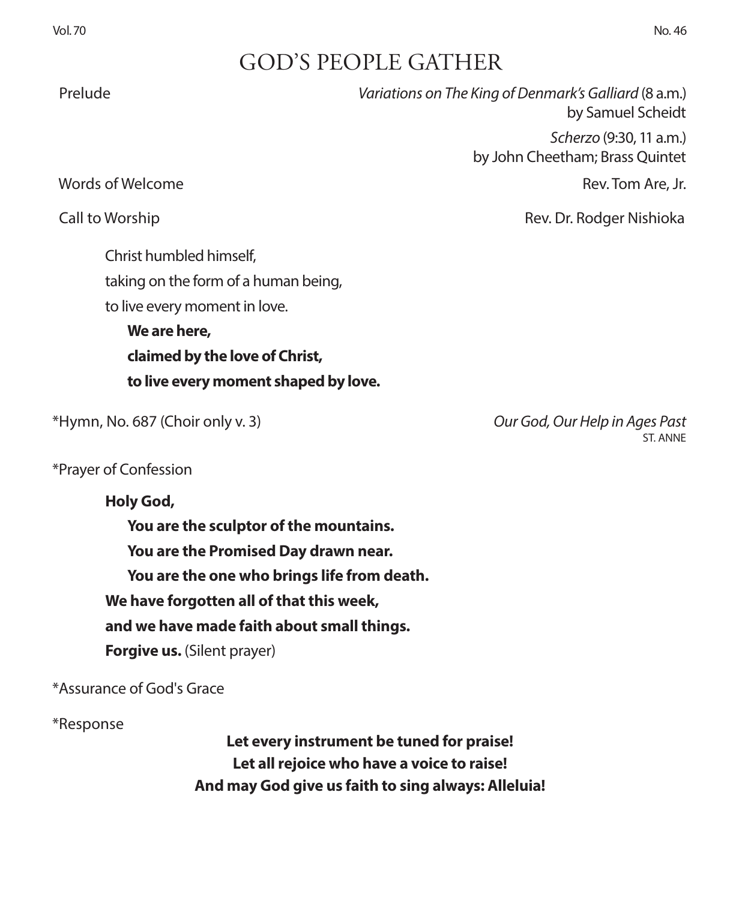# GOD'S PEOPLE GATHER

Prelude — *Variations on The King of Denmark's Galliard* (8 a.m.) by Samuel Scheidt

*Scherzo* (9:30, 11 a.m.) by John Cheetham; Brass Quintet

Words of Welcome — Rev. Tom Are, Jr.

Call to Worship — Rev. Dr. Rodger Nishioka

Christ humbled himself,
taking on the form of a human being,
to live every moment in love.

**We are here,**
**claimed by the love of Christ,**
**to live every moment shaped by love.**

*Hymn, No. 687 (Choir only v. 3) — *Our God, Our Help in Ages Past*
ST. ANNE

*Prayer of Confession

**Holy God,**
**You are the sculptor of the mountains.**
**You are the Promised Day drawn near.**
**You are the one who brings life from death.**
**We have forgotten all of that this week,**
**and we have made faith about small things.**
**Forgive us.** (Silent prayer)

*Assurance of God's Grace

*Response

**Let every instrument be tuned for praise!**
**Let all rejoice who have a voice to raise!**
**And may God give us faith to sing always: Alleluia!**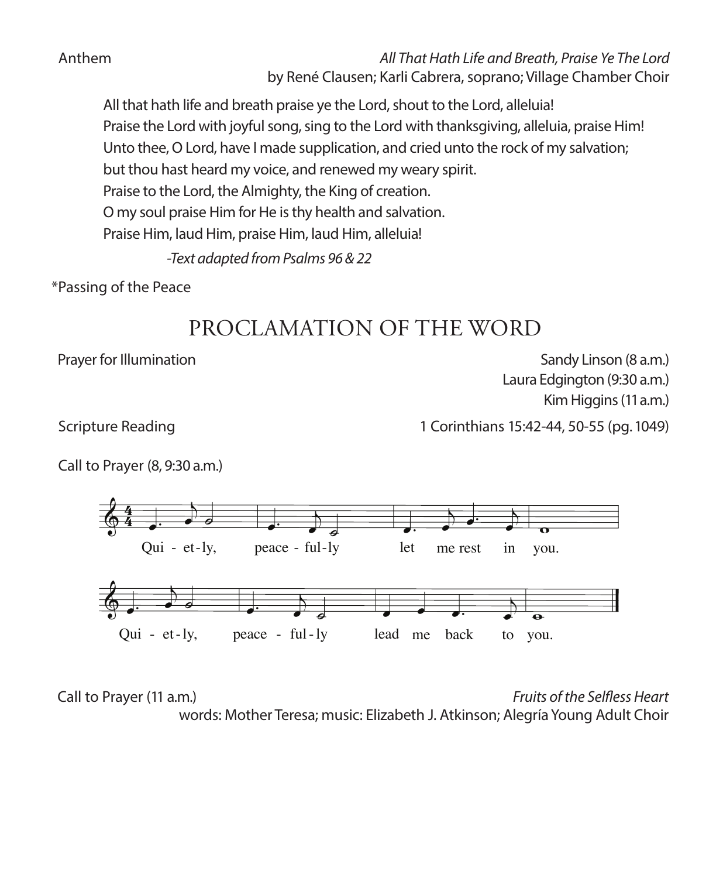Anthem *All That Hath Life and Breath, Praise Ye The Lord*
by René Clausen; Karli Cabrera, soprano; Village Chamber Choir

All that hath life and breath praise ye the Lord, shout to the Lord, alleluia!
Praise the Lord with joyful song, sing to the Lord with thanksgiving, alleluia, praise Him!
Unto thee, O Lord, have I made supplication, and cried unto the rock of my salvation;
but thou hast heard my voice, and renewed my weary spirit.
Praise to the Lord, the Almighty, the King of creation.
O my soul praise Him for He is thy health and salvation.
Praise Him, laud Him, praise Him, laud Him, alleluia!

*-Text adapted from Psalms 96 & 22*

*Passing of the Peace

# PROCLAMATION OF THE WORD

Prayer for Illumination — Sandy Linson (8 a.m.), Laura Edgington (9:30 a.m.), Kim Higgins (11 a.m.)

Scripture Reading — 1 Corinthians 15:42-44, 50-55 (pg. 1049)

Call to Prayer (8, 9:30 a.m.)

Qui - et-ly, peace - ful-ly let me rest in you.
Qui - et-ly, peace - ful-ly lead me back to you.

Call to Prayer (11 a.m.) *Fruits of the Selfless Heart*
words: Mother Teresa; music: Elizabeth J. Atkinson; Alegría Young Adult Choir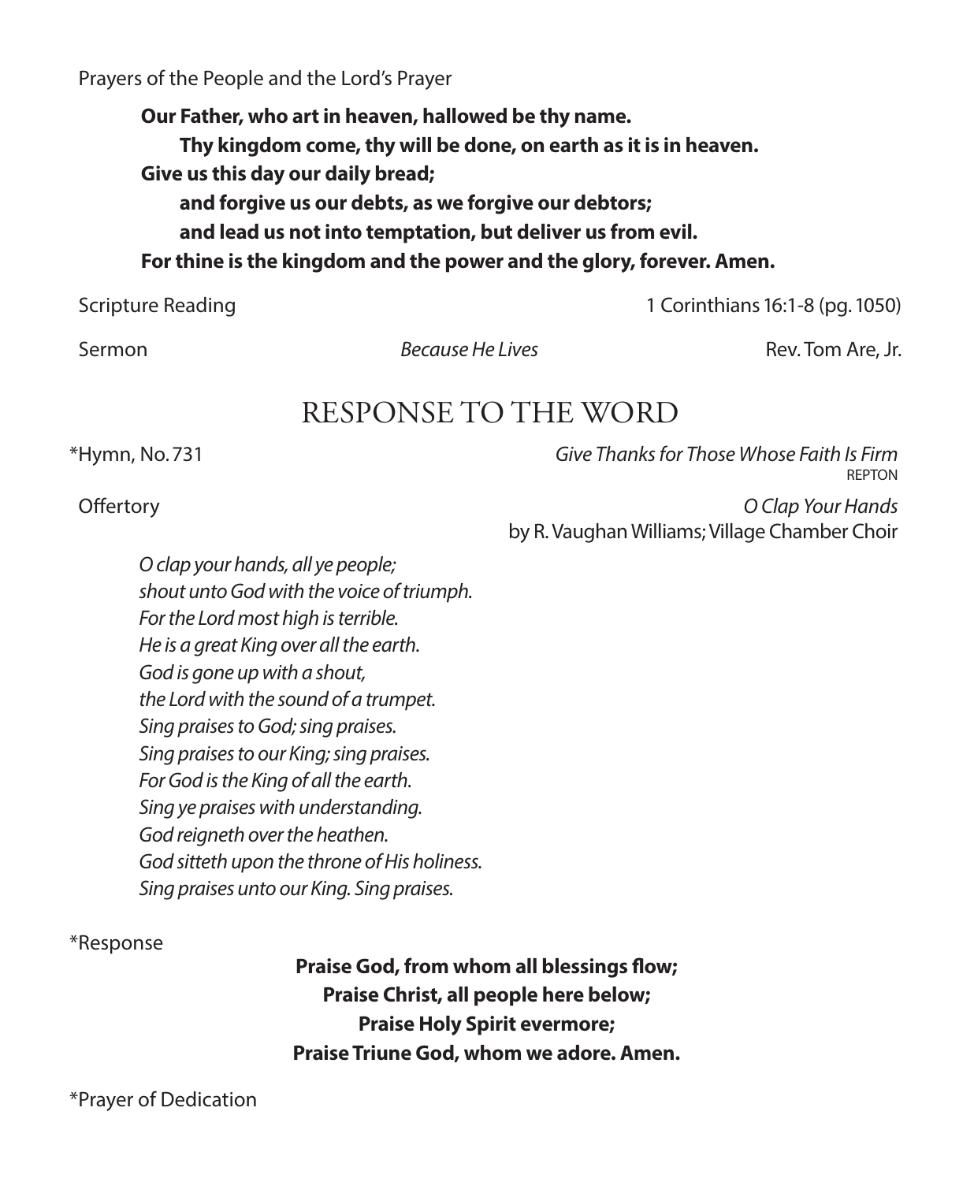Prayers of the People and the Lord's Prayer

> **Our Father, who art in heaven, hallowed be thy name.**
> **Thy kingdom come, thy will be done, on earth as it is in heaven.**
> **Give us this day our daily bread;**
> **and forgive us our debts, as we forgive our debtors;**
> **and lead us not into temptation, but deliver us from evil.**
> **For thine is the kingdom and the power and the glory, forever. Amen.**

Scripture Reading — 1 Corinthians 16:1-8 (pg. 1050)

Sermon — *Because He Lives* — Rev. Tom Are, Jr.

## RESPONSE TO THE WORD

*Hymn, No. 731 — *Give Thanks for Those Whose Faith Is Firm*
REPTON

Offertory — *O Clap Your Hands*
by R. Vaughan Williams; Village Chamber Choir

> *O clap your hands, all ye people;*
> *shout unto God with the voice of triumph.*
> *For the Lord most high is terrible.*
> *He is a great King over all the earth.*
> *God is gone up with a shout,*
> *the Lord with the sound of a trumpet.*
> *Sing praises to God; sing praises.*
> *Sing praises to our King; sing praises.*
> *For God is the King of all the earth.*
> *Sing ye praises with understanding.*
> *God reigneth over the heathen.*
> *God sitteth upon the throne of His holiness.*
> *Sing praises unto our King. Sing praises.*

*Response

**Praise God, from whom all blessings flow;**
**Praise Christ, all people here below;**
**Praise Holy Spirit evermore;**
**Praise Triune God, whom we adore. Amen.**

*Prayer of Dedication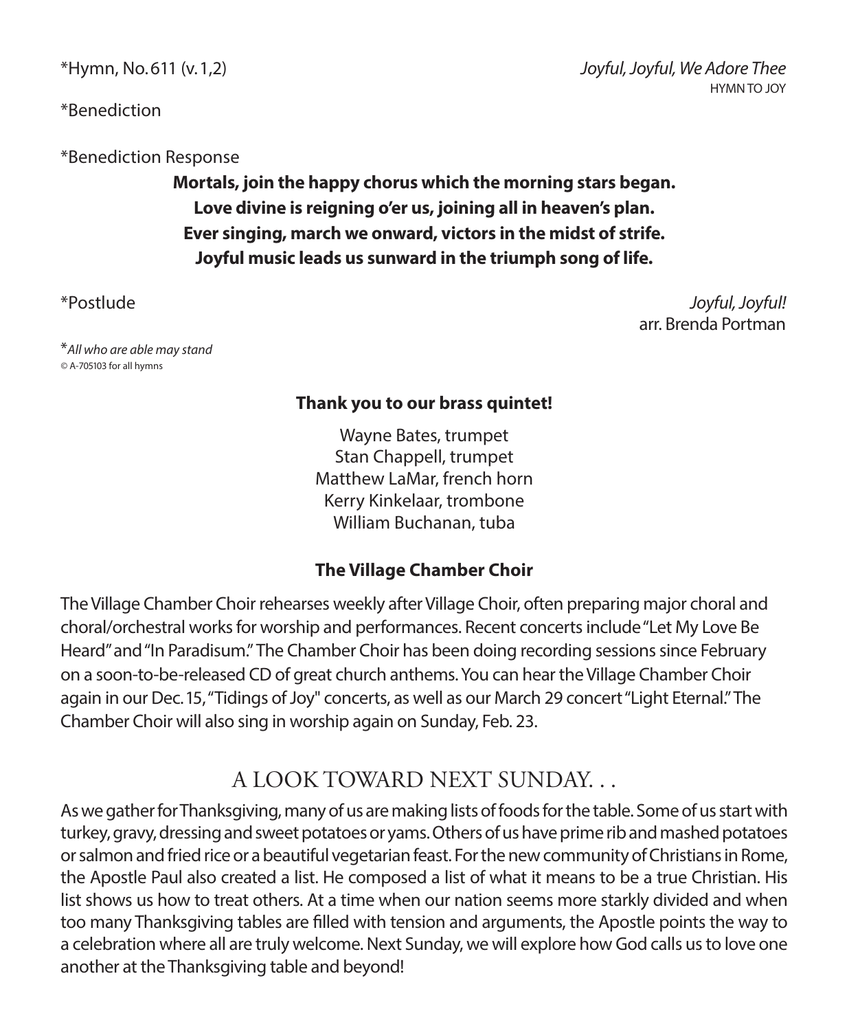*Hymn, No. 611 (v. 1,2) *Joyful, Joyful, We Adore Thee*
HYMN TO JOY

*Benediction

*Benediction Response

**Mortals, join the happy chorus which the morning stars began.**
**Love divine is reigning o'er us, joining all in heaven's plan.**
**Ever singing, march we onward, victors in the midst of strife.**
**Joyful music leads us sunward in the triumph song of life.**

*Postlude *Joyful, Joyful!*
arr. Brenda Portman

**All who are able may stand*
© A-705103 for all hymns

**Thank you to our brass quintet!**

Wayne Bates, trumpet
Stan Chappell, trumpet
Matthew LaMar, french horn
Kerry Kinkelaar, trombone
William Buchanan, tuba

**The Village Chamber Choir**

The Village Chamber Choir rehearses weekly after Village Choir, often preparing major choral and choral/orchestral works for worship and performances. Recent concerts include "Let My Love Be Heard" and "In Paradisum." The Chamber Choir has been doing recording sessions since February on a soon-to-be-released CD of great church anthems. You can hear the Village Chamber Choir again in our Dec. 15, "Tidings of Joy" concerts, as well as our March 29 concert "Light Eternal." The Chamber Choir will also sing in worship again on Sunday, Feb. 23.

## A LOOK TOWARD NEXT SUNDAY. . .

As we gather for Thanksgiving, many of us are making lists of foods for the table. Some of us start with turkey, gravy, dressing and sweet potatoes or yams. Others of us have prime rib and mashed potatoes or salmon and fried rice or a beautiful vegetarian feast. For the new community of Christians in Rome, the Apostle Paul also created a list. He composed a list of what it means to be a true Christian. His list shows us how to treat others. At a time when our nation seems more starkly divided and when too many Thanksgiving tables are filled with tension and arguments, the Apostle points the way to a celebration where all are truly welcome. Next Sunday, we will explore how God calls us to love one another at the Thanksgiving table and beyond!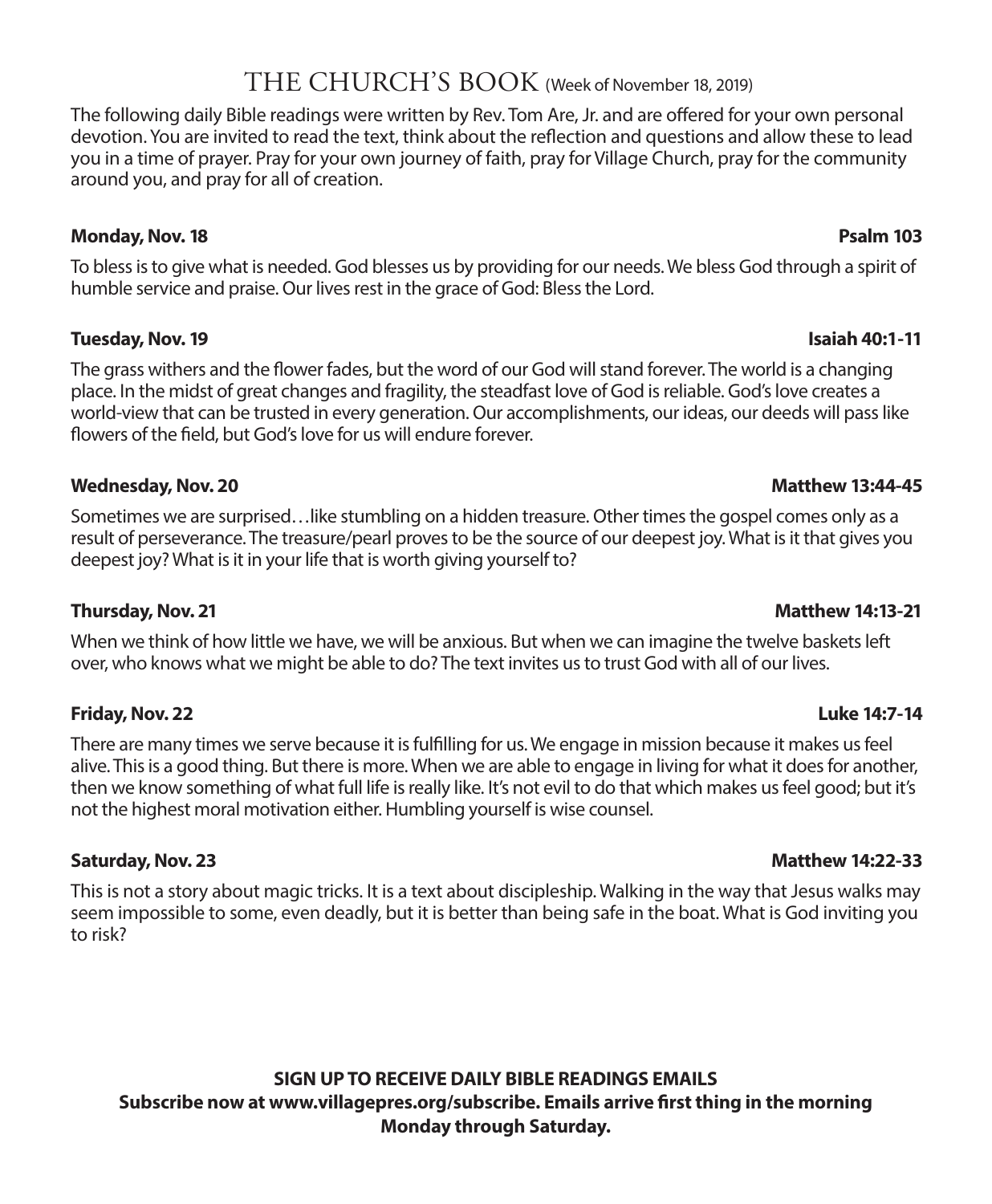# THE CHURCH'S BOOK (Week of November 18, 2019)

The following daily Bible readings were written by Rev. Tom Are, Jr. and are offered for your own personal devotion. You are invited to read the text, think about the reflection and questions and allow these to lead you in a time of prayer. Pray for your own journey of faith, pray for Village Church, pray for the community around you, and pray for all of creation.

**Monday, Nov. 18** **Psalm 103**

To bless is to give what is needed. God blesses us by providing for our needs. We bless God through a spirit of humble service and praise. Our lives rest in the grace of God: Bless the Lord.

**Tuesday, Nov. 19** **Isaiah 40:1-11**

The grass withers and the flower fades, but the word of our God will stand forever. The world is a changing place. In the midst of great changes and fragility, the steadfast love of God is reliable. God's love creates a world-view that can be trusted in every generation. Our accomplishments, our ideas, our deeds will pass like flowers of the field, but God's love for us will endure forever.

**Wednesday, Nov. 20** **Matthew 13:44-45**

Sometimes we are surprised…like stumbling on a hidden treasure. Other times the gospel comes only as a result of perseverance. The treasure/pearl proves to be the source of our deepest joy. What is it that gives you deepest joy? What is it in your life that is worth giving yourself to?

**Thursday, Nov. 21** **Matthew 14:13-21**

When we think of how little we have, we will be anxious. But when we can imagine the twelve baskets left over, who knows what we might be able to do? The text invites us to trust God with all of our lives.

**Friday, Nov. 22** **Luke 14:7-14**

There are many times we serve because it is fulfilling for us. We engage in mission because it makes us feel alive. This is a good thing. But there is more. When we are able to engage in living for what it does for another, then we know something of what full life is really like. It's not evil to do that which makes us feel good; but it's not the highest moral motivation either. Humbling yourself is wise counsel.

**Saturday, Nov. 23** **Matthew 14:22-33**

This is not a story about magic tricks. It is a text about discipleship. Walking in the way that Jesus walks may seem impossible to some, even deadly, but it is better than being safe in the boat. What is God inviting you to risk?

**SIGN UP TO RECEIVE DAILY BIBLE READINGS EMAILS**
**Subscribe now at www.villagepres.org/subscribe. Emails arrive first thing in the morning Monday through Saturday.**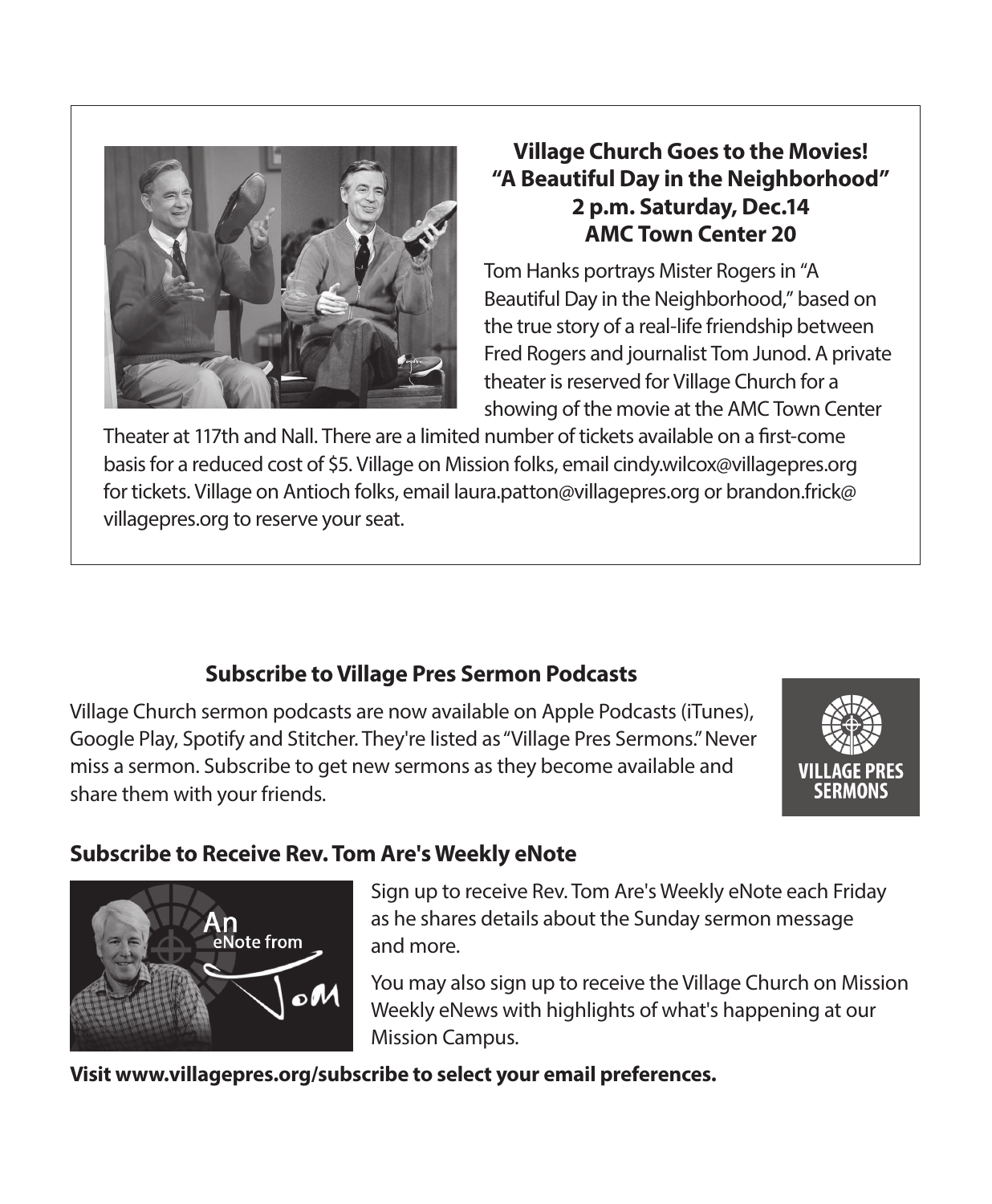## Village Church Goes to the Movies!
## "A Beautiful Day in the Neighborhood"
## 2 p.m. Saturday, Dec.14
## AMC Town Center 20

Tom Hanks portrays Mister Rogers in "A Beautiful Day in the Neighborhood," based on the true story of a real-life friendship between Fred Rogers and journalist Tom Junod. A private theater is reserved for Village Church for a showing of the movie at the AMC Town Center Theater at 117th and Nall. There are a limited number of tickets available on a first-come basis for a reduced cost of $5. Village on Mission folks, email cindy.wilcox@villagepres.org for tickets. Village on Antioch folks, email laura.patton@villagepres.org or brandon.frick@villagepres.org to reserve your seat.

## Subscribe to Village Pres Sermon Podcasts

Village Church sermon podcasts are now available on Apple Podcasts (iTunes), Google Play, Spotify and Stitcher. They're listed as "Village Pres Sermons." Never miss a sermon. Subscribe to get new sermons as they become available and share them with your friends.

VILLAGE PRES SERMONS

## Subscribe to Receive Rev. Tom Are's Weekly eNote

An eNote from Tom

Sign up to receive Rev. Tom Are's Weekly eNote each Friday as he shares details about the Sunday sermon message and more.

You may also sign up to receive the Village Church on Mission Weekly eNews with highlights of what's happening at our Mission Campus.

**Visit www.villagepres.org/subscribe to select your email preferences.**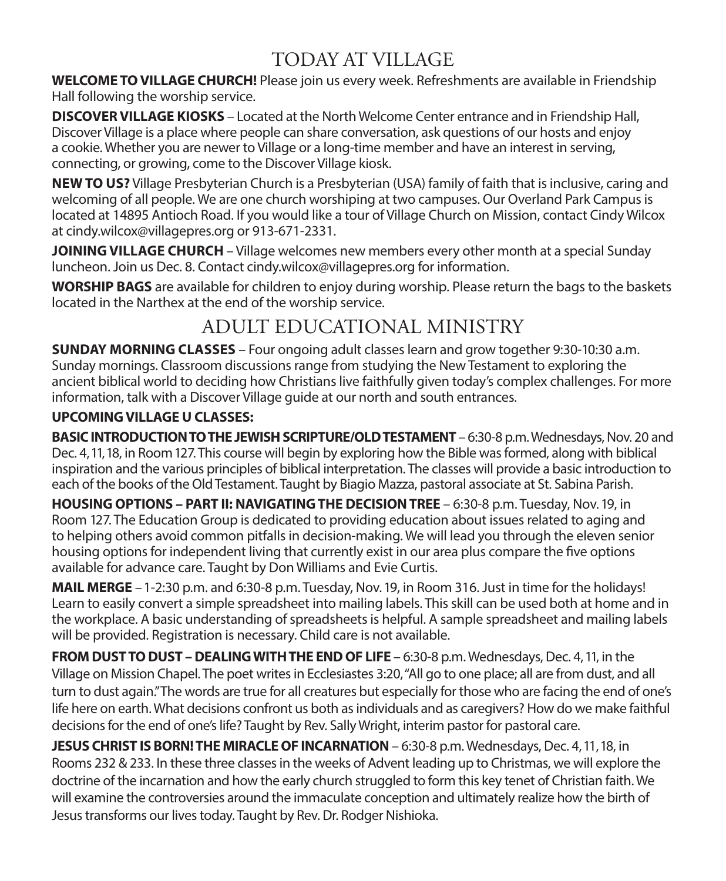# TODAY AT VILLAGE

**WELCOME TO VILLAGE CHURCH!** Please join us every week. Refreshments are available in Friendship Hall following the worship service.

**DISCOVER VILLAGE KIOSKS** – Located at the North Welcome Center entrance and in Friendship Hall, Discover Village is a place where people can share conversation, ask questions of our hosts and enjoy a cookie. Whether you are newer to Village or a long-time member and have an interest in serving, connecting, or growing, come to the Discover Village kiosk.

**NEW TO US?** Village Presbyterian Church is a Presbyterian (USA) family of faith that is inclusive, caring and welcoming of all people. We are one church worshiping at two campuses. Our Overland Park Campus is located at 14895 Antioch Road. If you would like a tour of Village Church on Mission, contact Cindy Wilcox at cindy.wilcox@villagepres.org or 913-671-2331.

**JOINING VILLAGE CHURCH** – Village welcomes new members every other month at a special Sunday luncheon. Join us Dec. 8. Contact cindy.wilcox@villagepres.org for information.

**WORSHIP BAGS** are available for children to enjoy during worship. Please return the bags to the baskets located in the Narthex at the end of the worship service.

# ADULT EDUCATIONAL MINISTRY

**SUNDAY MORNING CLASSES** – Four ongoing adult classes learn and grow together 9:30-10:30 a.m. Sunday mornings. Classroom discussions range from studying the New Testament to exploring the ancient biblical world to deciding how Christians live faithfully given today's complex challenges. For more information, talk with a Discover Village guide at our north and south entrances.

**UPCOMING VILLAGE U CLASSES:**

**BASIC INTRODUCTION TO THE JEWISH SCRIPTURE/OLD TESTAMENT** – 6:30-8 p.m. Wednesdays, Nov. 20 and Dec. 4, 11, 18, in Room 127. This course will begin by exploring how the Bible was formed, along with biblical inspiration and the various principles of biblical interpretation. The classes will provide a basic introduction to each of the books of the Old Testament. Taught by Biagio Mazza, pastoral associate at St. Sabina Parish.

**HOUSING OPTIONS – PART II: NAVIGATING THE DECISION TREE** – 6:30-8 p.m. Tuesday, Nov. 19, in Room 127. The Education Group is dedicated to providing education about issues related to aging and to helping others avoid common pitfalls in decision-making. We will lead you through the eleven senior housing options for independent living that currently exist in our area plus compare the five options available for advance care. Taught by Don Williams and Evie Curtis.

**MAIL MERGE** – 1-2:30 p.m. and 6:30-8 p.m. Tuesday, Nov. 19, in Room 316. Just in time for the holidays! Learn to easily convert a simple spreadsheet into mailing labels. This skill can be used both at home and in the workplace. A basic understanding of spreadsheets is helpful. A sample spreadsheet and mailing labels will be provided. Registration is necessary. Child care is not available.

**FROM DUST TO DUST – DEALING WITH THE END OF LIFE** – 6:30-8 p.m. Wednesdays, Dec. 4, 11, in the Village on Mission Chapel. The poet writes in Ecclesiastes 3:20, "All go to one place; all are from dust, and all turn to dust again." The words are true for all creatures but especially for those who are facing the end of one's life here on earth. What decisions confront us both as individuals and as caregivers? How do we make faithful decisions for the end of one's life? Taught by Rev. Sally Wright, interim pastor for pastoral care.

**JESUS CHRIST IS BORN! THE MIRACLE OF INCARNATION** – 6:30-8 p.m. Wednesdays, Dec. 4, 11, 18, in Rooms 232 & 233. In these three classes in the weeks of Advent leading up to Christmas, we will explore the doctrine of the incarnation and how the early church struggled to form this key tenet of Christian faith. We will examine the controversies around the immaculate conception and ultimately realize how the birth of Jesus transforms our lives today. Taught by Rev. Dr. Rodger Nishioka.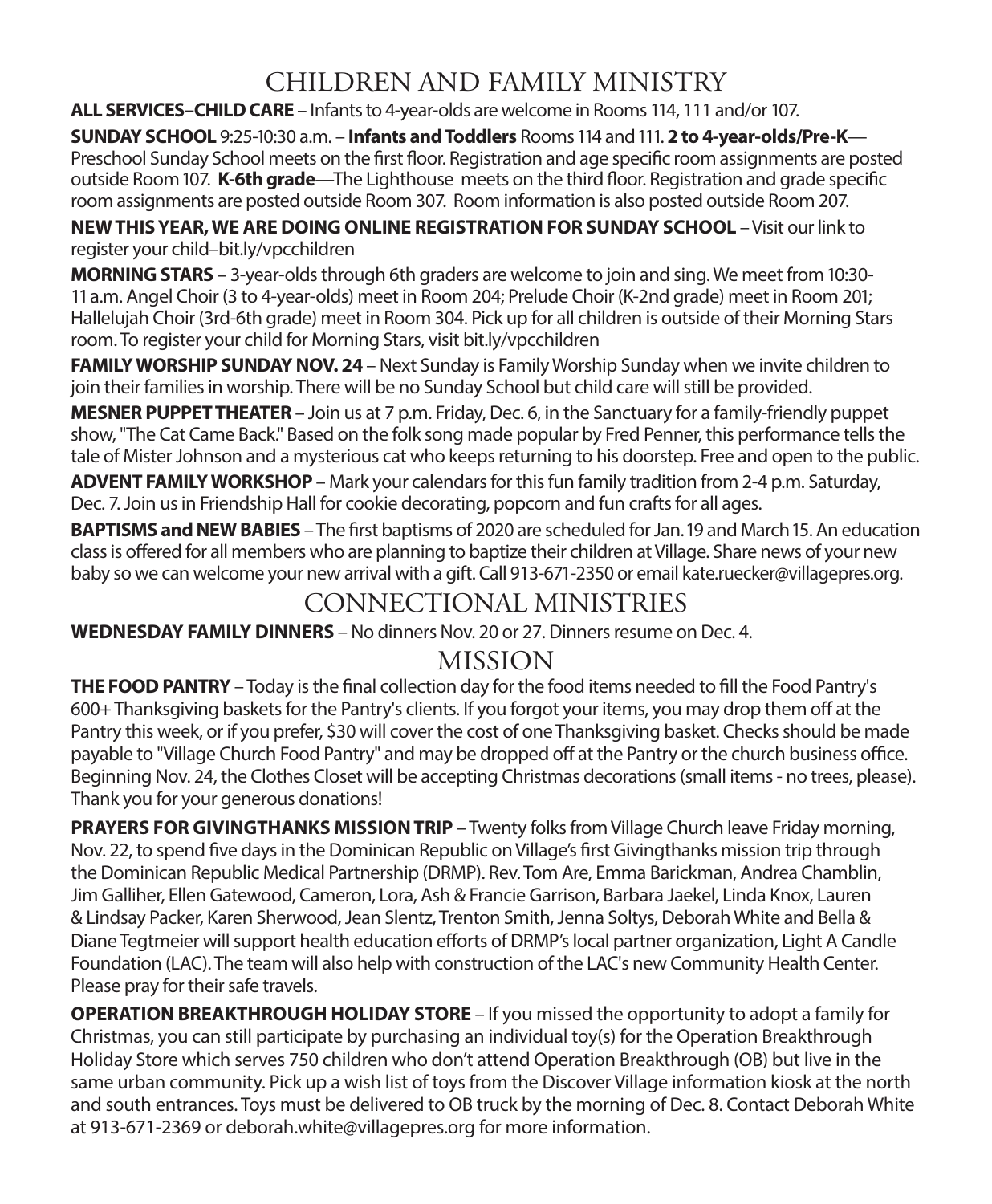# CHILDREN AND FAMILY MINISTRY

**ALL SERVICES–CHILD CARE** – Infants to 4-year-olds are welcome in Rooms 114, 111 and/or 107.

**SUNDAY SCHOOL** 9:25-10:30 a.m. – **Infants and Toddlers** Rooms 114 and 111. **2 to 4-year-olds/Pre-K**—Preschool Sunday School meets on the first floor. Registration and age specific room assignments are posted outside Room 107. **K-6th grade**—The Lighthouse meets on the third floor. Registration and grade specific room assignments are posted outside Room 307. Room information is also posted outside Room 207.

**NEW THIS YEAR, WE ARE DOING ONLINE REGISTRATION FOR SUNDAY SCHOOL** – Visit our link to register your child–bit.ly/vpcchildren

**MORNING STARS** – 3-year-olds through 6th graders are welcome to join and sing. We meet from 10:30-11 a.m. Angel Choir (3 to 4-year-olds) meet in Room 204; Prelude Choir (K-2nd grade) meet in Room 201; Hallelujah Choir (3rd-6th grade) meet in Room 304. Pick up for all children is outside of their Morning Stars room. To register your child for Morning Stars, visit bit.ly/vpcchildren

**FAMILY WORSHIP SUNDAY NOV. 24** – Next Sunday is Family Worship Sunday when we invite children to join their families in worship. There will be no Sunday School but child care will still be provided.

**MESNER PUPPET THEATER** – Join us at 7 p.m. Friday, Dec. 6, in the Sanctuary for a family-friendly puppet show, "The Cat Came Back." Based on the folk song made popular by Fred Penner, this performance tells the tale of Mister Johnson and a mysterious cat who keeps returning to his doorstep. Free and open to the public.

**ADVENT FAMILY WORKSHOP** – Mark your calendars for this fun family tradition from 2-4 p.m. Saturday, Dec. 7. Join us in Friendship Hall for cookie decorating, popcorn and fun crafts for all ages.

**BAPTISMS and NEW BABIES** – The first baptisms of 2020 are scheduled for Jan. 19 and March 15. An education class is offered for all members who are planning to baptize their children at Village. Share news of your new baby so we can welcome your new arrival with a gift. Call 913-671-2350 or email kate.ruecker@villagepres.org.

# CONNECTIONAL MINISTRIES

**WEDNESDAY FAMILY DINNERS** – No dinners Nov. 20 or 27. Dinners resume on Dec. 4.

# MISSION

**THE FOOD PANTRY** – Today is the final collection day for the food items needed to fill the Food Pantry's 600+ Thanksgiving baskets for the Pantry's clients. If you forgot your items, you may drop them off at the Pantry this week, or if you prefer, $30 will cover the cost of one Thanksgiving basket. Checks should be made payable to "Village Church Food Pantry" and may be dropped off at the Pantry or the church business office. Beginning Nov. 24, the Clothes Closet will be accepting Christmas decorations (small items - no trees, please). Thank you for your generous donations!

**PRAYERS FOR GIVINGTHANKS MISSION TRIP** – Twenty folks from Village Church leave Friday morning, Nov. 22, to spend five days in the Dominican Republic on Village's first Givingthanks mission trip through the Dominican Republic Medical Partnership (DRMP). Rev. Tom Are, Emma Barickman, Andrea Chamblin, Jim Galliher, Ellen Gatewood, Cameron, Lora, Ash & Francie Garrison, Barbara Jaekel, Linda Knox, Lauren & Lindsay Packer, Karen Sherwood, Jean Slentz, Trenton Smith, Jenna Soltys, Deborah White and Bella & Diane Tegtmeier will support health education efforts of DRMP's local partner organization, Light A Candle Foundation (LAC). The team will also help with construction of the LAC's new Community Health Center. Please pray for their safe travels.

**OPERATION BREAKTHROUGH HOLIDAY STORE** – If you missed the opportunity to adopt a family for Christmas, you can still participate by purchasing an individual toy(s) for the Operation Breakthrough Holiday Store which serves 750 children who don't attend Operation Breakthrough (OB) but live in the same urban community. Pick up a wish list of toys from the Discover Village information kiosk at the north and south entrances. Toys must be delivered to OB truck by the morning of Dec. 8. Contact Deborah White at 913-671-2369 or deborah.white@villagepres.org for more information.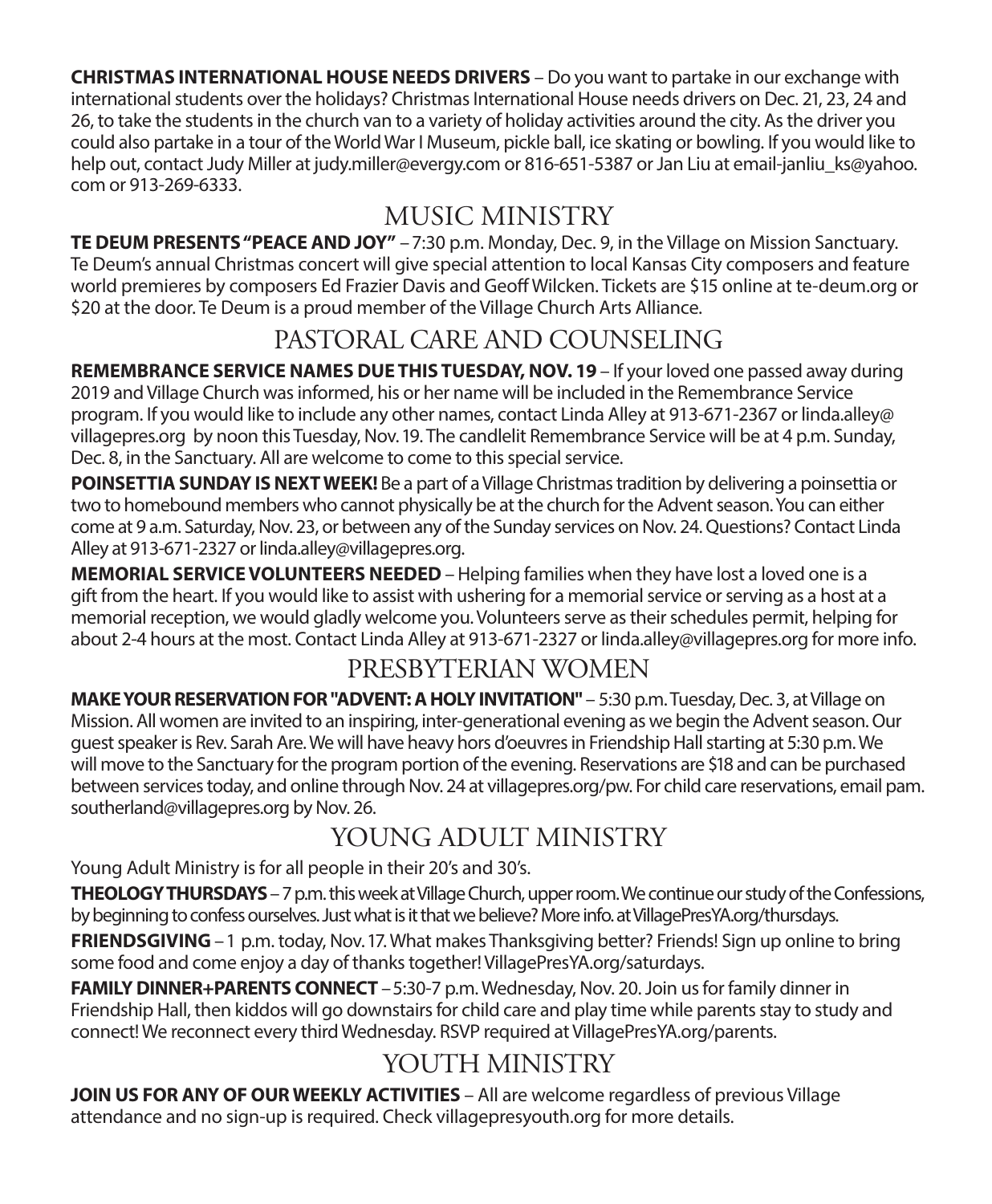**CHRISTMAS INTERNATIONAL HOUSE NEEDS DRIVERS** – Do you want to partake in our exchange with international students over the holidays? Christmas International House needs drivers on Dec. 21, 23, 24 and 26, to take the students in the church van to a variety of holiday activities around the city. As the driver you could also partake in a tour of the World War I Museum, pickle ball, ice skating or bowling. If you would like to help out, contact Judy Miller at judy.miller@evergy.com or 816-651-5387 or Jan Liu at email-janliu_ks@yahoo.com or 913-269-6333.

## MUSIC MINISTRY

**TE DEUM PRESENTS "PEACE AND JOY"** – 7:30 p.m. Monday, Dec. 9, in the Village on Mission Sanctuary. Te Deum's annual Christmas concert will give special attention to local Kansas City composers and feature world premieres by composers Ed Frazier Davis and Geoff Wilcken. Tickets are $15 online at te-deum.org or $20 at the door. Te Deum is a proud member of the Village Church Arts Alliance.

## PASTORAL CARE AND COUNSELING

**REMEMBRANCE SERVICE NAMES DUE THIS TUESDAY, NOV. 19** – If your loved one passed away during 2019 and Village Church was informed, his or her name will be included in the Remembrance Service program. If you would like to include any other names, contact Linda Alley at 913-671-2367 or linda.alley@villagepres.org by noon this Tuesday, Nov. 19. The candlelit Remembrance Service will be at 4 p.m. Sunday, Dec. 8, in the Sanctuary. All are welcome to come to this special service.

**POINSETTIA SUNDAY IS NEXT WEEK!** Be a part of a Village Christmas tradition by delivering a poinsettia or two to homebound members who cannot physically be at the church for the Advent season. You can either come at 9 a.m. Saturday, Nov. 23, or between any of the Sunday services on Nov. 24. Questions? Contact Linda Alley at 913-671-2327 or linda.alley@villagepres.org.

**MEMORIAL SERVICE VOLUNTEERS NEEDED** – Helping families when they have lost a loved one is a gift from the heart. If you would like to assist with ushering for a memorial service or serving as a host at a memorial reception, we would gladly welcome you. Volunteers serve as their schedules permit, helping for about 2-4 hours at the most. Contact Linda Alley at 913-671-2327 or linda.alley@villagepres.org for more info.

## PRESBYTERIAN WOMEN

**MAKE YOUR RESERVATION FOR "ADVENT: A HOLY INVITATION"** – 5:30 p.m. Tuesday, Dec. 3, at Village on Mission. All women are invited to an inspiring, inter-generational evening as we begin the Advent season. Our guest speaker is Rev. Sarah Are. We will have heavy hors d'oeuvres in Friendship Hall starting at 5:30 p.m. We will move to the Sanctuary for the program portion of the evening. Reservations are $18 and can be purchased between services today, and online through Nov. 24 at villagepres.org/pw. For child care reservations, email pam.southerland@villagepres.org by Nov. 26.

## YOUNG ADULT MINISTRY

Young Adult Ministry is for all people in their 20's and 30's.

**THEOLOGY THURSDAYS** – 7 p.m. this week at Village Church, upper room. We continue our study of the Confessions, by beginning to confess ourselves. Just what is it that we believe? More info. at VillagePresYA.org/thursdays.

**FRIENDSGIVING** – 1 p.m. today, Nov. 17. What makes Thanksgiving better? Friends! Sign up online to bring some food and come enjoy a day of thanks together! VillagePresYA.org/saturdays.

**FAMILY DINNER+PARENTS CONNECT** – 5:30-7 p.m. Wednesday, Nov. 20. Join us for family dinner in Friendship Hall, then kiddos will go downstairs for child care and play time while parents stay to study and connect! We reconnect every third Wednesday. RSVP required at VillagePresYA.org/parents.

## YOUTH MINISTRY

**JOIN US FOR ANY OF OUR WEEKLY ACTIVITIES** – All are welcome regardless of previous Village attendance and no sign-up is required. Check villagepresyouth.org for more details.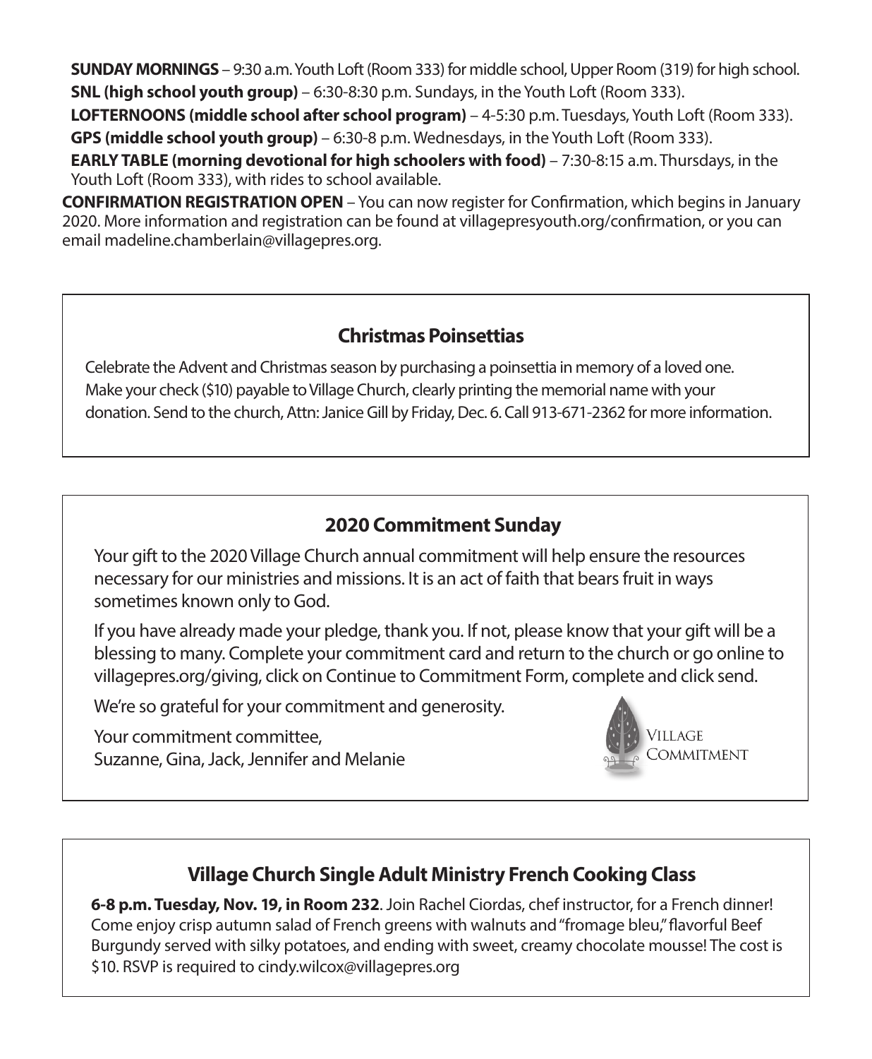**SUNDAY MORNINGS** – 9:30 a.m. Youth Loft (Room 333) for middle school, Upper Room (319) for high school.

**SNL (high school youth group)** – 6:30-8:30 p.m. Sundays, in the Youth Loft (Room 333).

**LOFTERNOONS (middle school after school program)** – 4-5:30 p.m. Tuesdays, Youth Loft (Room 333).

**GPS (middle school youth group)** – 6:30-8 p.m. Wednesdays, in the Youth Loft (Room 333).

**EARLY TABLE (morning devotional for high schoolers with food)** – 7:30-8:15 a.m. Thursdays, in the Youth Loft (Room 333), with rides to school available.

**CONFIRMATION REGISTRATION OPEN** – You can now register for Confirmation, which begins in January 2020. More information and registration can be found at villagepresyouth.org/confirmation, or you can email madeline.chamberlain@villagepres.org.

## Christmas Poinsettias

Celebrate the Advent and Christmas season by purchasing a poinsettia in memory of a loved one. Make your check ($10) payable to Village Church, clearly printing the memorial name with your donation. Send to the church, Attn: Janice Gill by Friday, Dec. 6. Call 913-671-2362 for more information.

## 2020 Commitment Sunday

Your gift to the 2020 Village Church annual commitment will help ensure the resources necessary for our ministries and missions. It is an act of faith that bears fruit in ways sometimes known only to God.

If you have already made your pledge, thank you. If not, please know that your gift will be a blessing to many. Complete your commitment card and return to the church or go online to villagepres.org/giving, click on Continue to Commitment Form, complete and click send.

We're so grateful for your commitment and generosity.

Your commitment committee,
Suzanne, Gina, Jack, Jennifer and Melanie

Village Commitment

## Village Church Single Adult Ministry French Cooking Class

**6-8 p.m. Tuesday, Nov. 19, in Room 232**. Join Rachel Ciordas, chef instructor, for a French dinner! Come enjoy crisp autumn salad of French greens with walnuts and "fromage bleu," flavorful Beef Burgundy served with silky potatoes, and ending with sweet, creamy chocolate mousse! The cost is $10. RSVP is required to cindy.wilcox@villagepres.org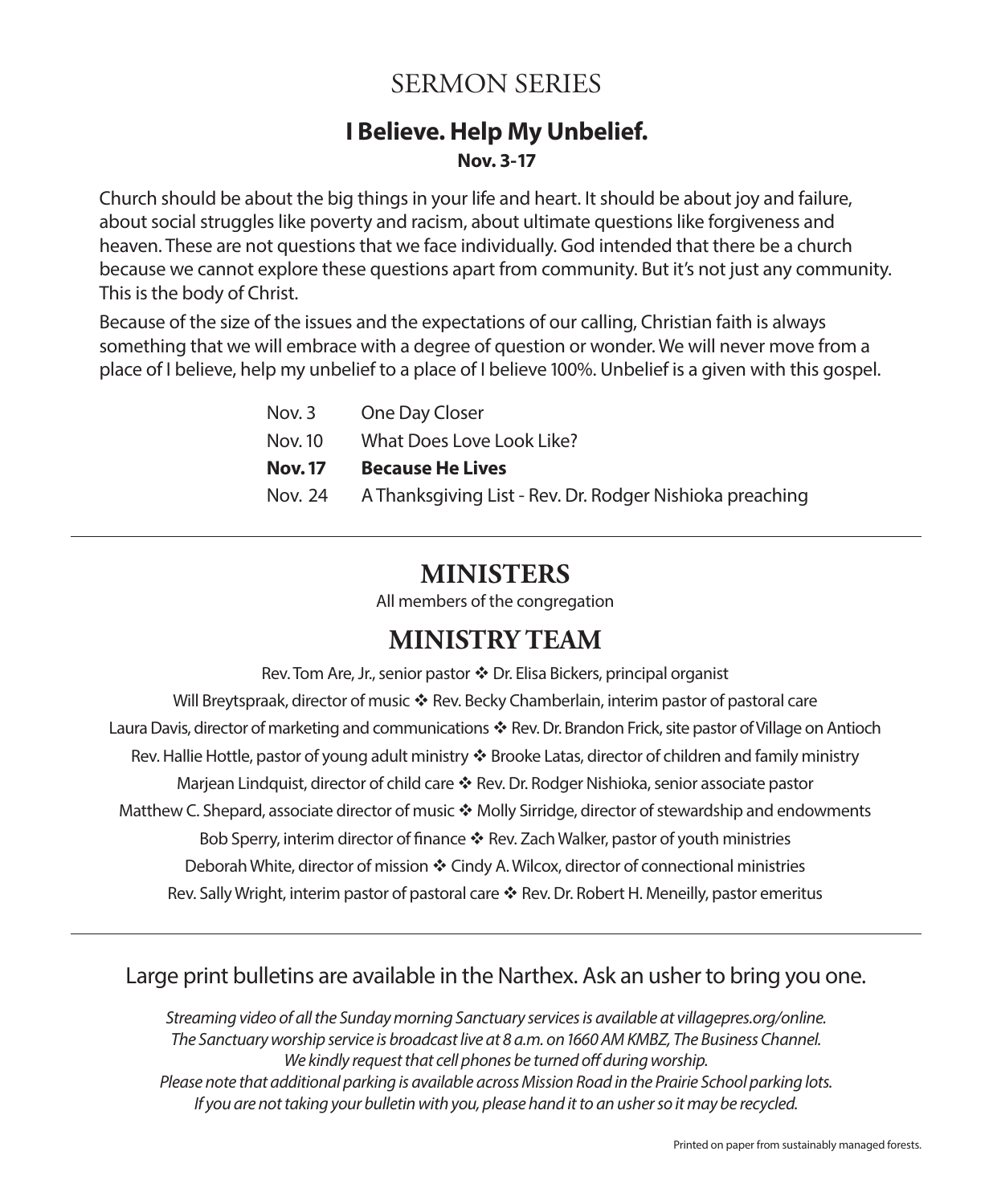# SERMON SERIES

## I Believe. Help My Unbelief.

**Nov. 3-17**

Church should be about the big things in your life and heart. It should be about joy and failure, about social struggles like poverty and racism, about ultimate questions like forgiveness and heaven. These are not questions that we face individually. God intended that there be a church because we cannot explore these questions apart from community. But it's not just any community. This is the body of Christ.

Because of the size of the issues and the expectations of our calling, Christian faith is always something that we will embrace with a degree of question or wonder. We will never move from a place of I believe, help my unbelief to a place of I believe 100%. Unbelief is a given with this gospel.

| | |
|---|---|
| Nov. 3 | One Day Closer |
| Nov. 10 | What Does Love Look Like? |
| **Nov. 17** | **Because He Lives** |
| Nov. 24 | A Thanksgiving List - Rev. Dr. Rodger Nishioka preaching |

---

# MINISTERS

All members of the congregation

# MINISTRY TEAM

Rev. Tom Are, Jr., senior pastor ❖ Dr. Elisa Bickers, principal organist
Will Breytspraak, director of music ❖ Rev. Becky Chamberlain, interim pastor of pastoral care
Laura Davis, director of marketing and communications ❖ Rev. Dr. Brandon Frick, site pastor of Village on Antioch
Rev. Hallie Hottle, pastor of young adult ministry ❖ Brooke Latas, director of children and family ministry
Marjean Lindquist, director of child care ❖ Rev. Dr. Rodger Nishioka, senior associate pastor
Matthew C. Shepard, associate director of music ❖ Molly Sirridge, director of stewardship and endowments
Bob Sperry, interim director of finance ❖ Rev. Zach Walker, pastor of youth ministries
Deborah White, director of mission ❖ Cindy A. Wilcox, director of connectional ministries
Rev. Sally Wright, interim pastor of pastoral care ❖ Rev. Dr. Robert H. Meneilly, pastor emeritus

---

Large print bulletins are available in the Narthex. Ask an usher to bring you one.

*Streaming video of all the Sunday morning Sanctuary services is available at villagepres.org/online.*
*The Sanctuary worship service is broadcast live at 8 a.m. on 1660 AM KMBZ, The Business Channel.*
*We kindly request that cell phones be turned off during worship.*
*Please note that additional parking is available across Mission Road in the Prairie School parking lots.*
*If you are not taking your bulletin with you, please hand it to an usher so it may be recycled.*

Printed on paper from sustainably managed forests.